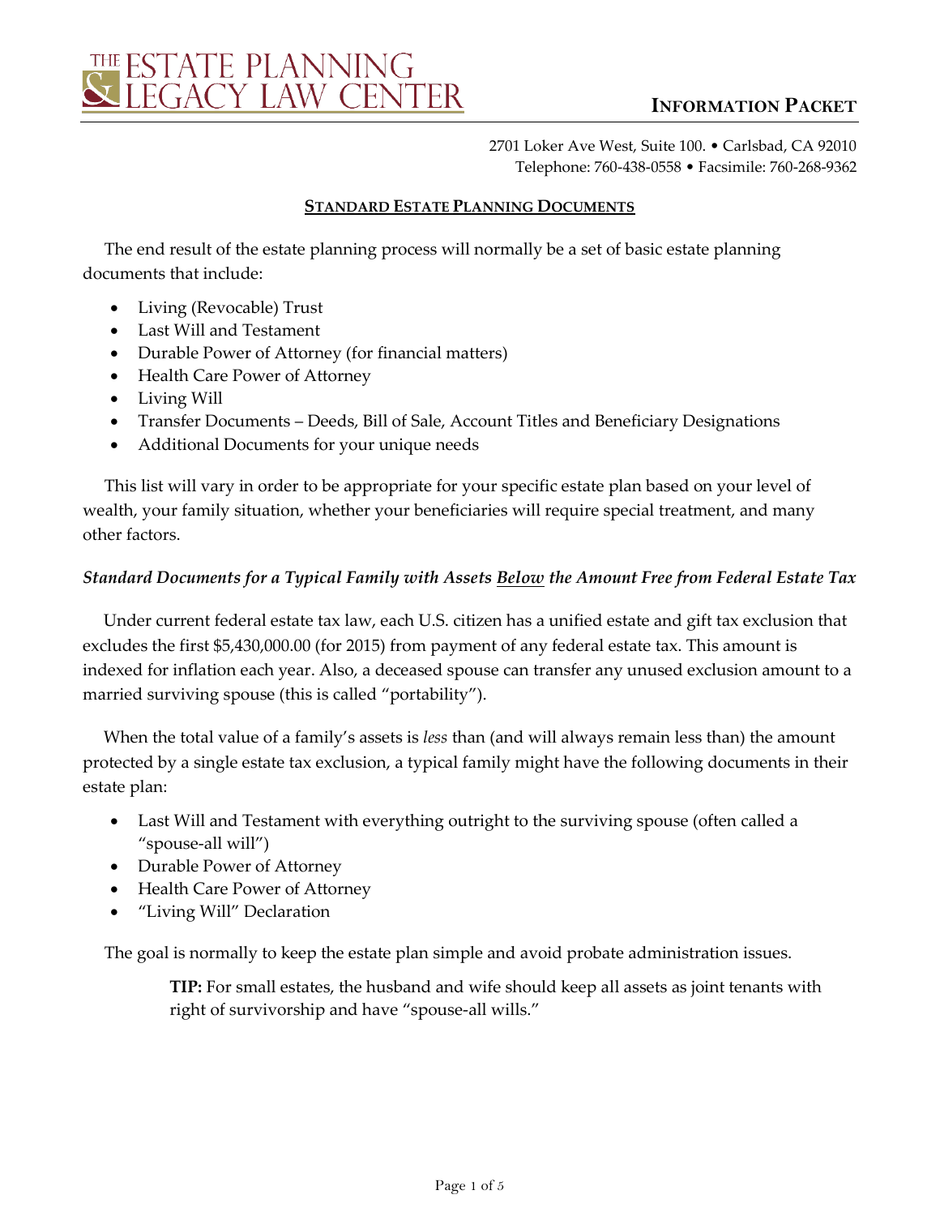# THE ESTATE PLANNING & LEGACY LAW CENTER

**INFORMATION PACKET**

2701 Loker Ave West, Suite 100. • Carlsbad, CA 92010
Telephone: 760-438-0558 • Facsimile: 760-268-9362

## STANDARD ESTATE PLANNING DOCUMENTS

The end result of the estate planning process will normally be a set of basic estate planning documents that include:

- Living (Revocable) Trust
- Last Will and Testament
- Durable Power of Attorney (for financial matters)
- Health Care Power of Attorney
- Living Will
- Transfer Documents – Deeds, Bill of Sale, Account Titles and Beneficiary Designations
- Additional Documents for your unique needs

This list will vary in order to be appropriate for your specific estate plan based on your level of wealth, your family situation, whether your beneficiaries will require special treatment, and many other factors.

### *Standard Documents for a Typical Family with Assets Below the Amount Free from Federal Estate Tax*

Under current federal estate tax law, each U.S. citizen has a unified estate and gift tax exclusion that excludes the first $5,430,000.00 (for 2015) from payment of any federal estate tax. This amount is indexed for inflation each year. Also, a deceased spouse can transfer any unused exclusion amount to a married surviving spouse (this is called "portability").

When the total value of a family's assets is *less* than (and will always remain less than) the amount protected by a single estate tax exclusion, a typical family might have the following documents in their estate plan:

- Last Will and Testament with everything outright to the surviving spouse (often called a "spouse-all will")
- Durable Power of Attorney
- Health Care Power of Attorney
- "Living Will" Declaration

The goal is normally to keep the estate plan simple and avoid probate administration issues.

> **TIP:** For small estates, the husband and wife should keep all assets as joint tenants with right of survivorship and have "spouse-all wills."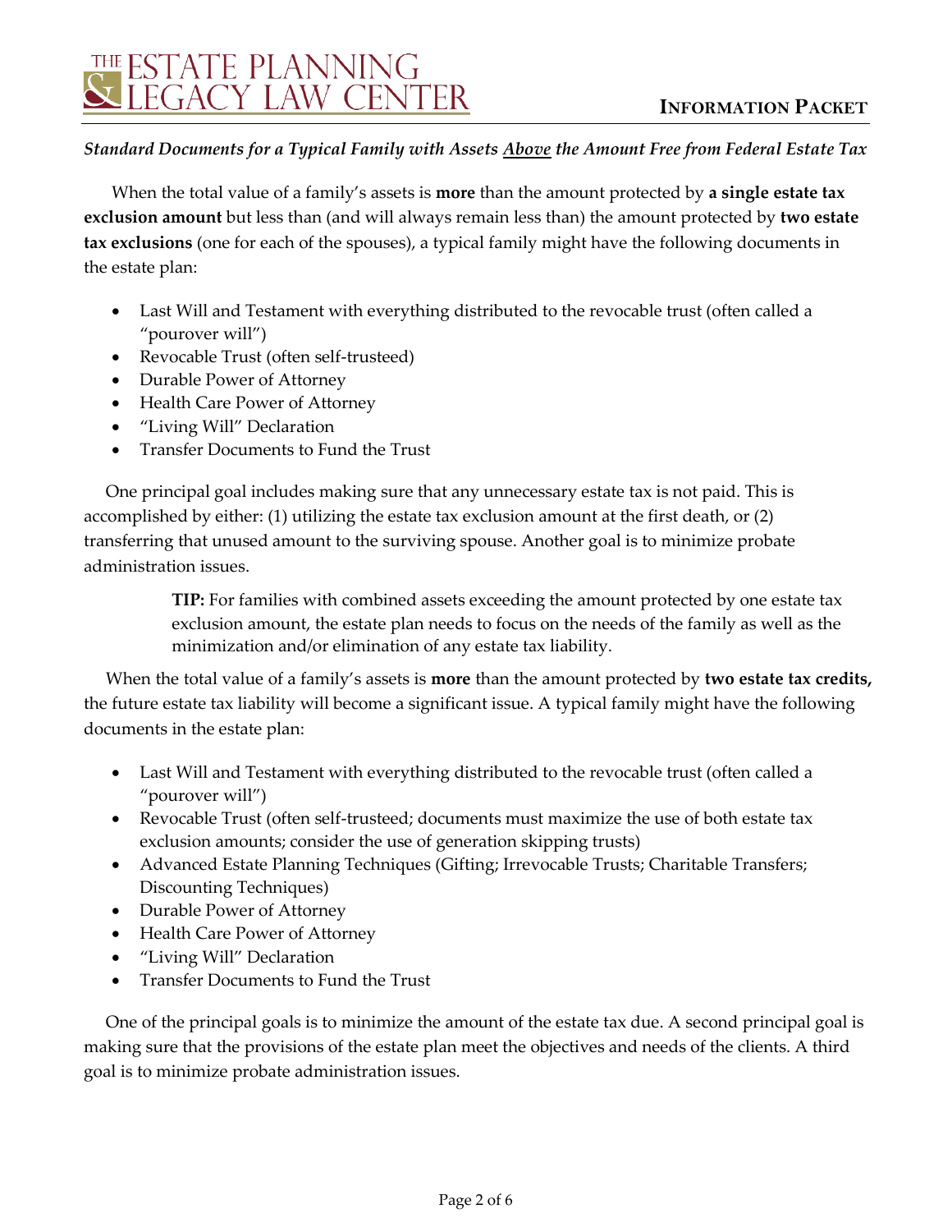*Standard Documents for a Typical Family with Assets Above the Amount Free from Federal Estate Tax*

When the total value of a family's assets is **more** than the amount protected by **a single estate tax exclusion amount** but less than (and will always remain less than) the amount protected by **two estate tax exclusions** (one for each of the spouses), a typical family might have the following documents in the estate plan:

- Last Will and Testament with everything distributed to the revocable trust (often called a "pourover will")
- Revocable Trust (often self-trusteed)
- Durable Power of Attorney
- Health Care Power of Attorney
- "Living Will" Declaration
- Transfer Documents to Fund the Trust

One principal goal includes making sure that any unnecessary estate tax is not paid. This is accomplished by either: (1) utilizing the estate tax exclusion amount at the first death, or (2) transferring that unused amount to the surviving spouse. Another goal is to minimize probate administration issues.

> **TIP:** For families with combined assets exceeding the amount protected by one estate tax exclusion amount, the estate plan needs to focus on the needs of the family as well as the minimization and/or elimination of any estate tax liability.

When the total value of a family's assets is **more** than the amount protected by **two estate tax credits,** the future estate tax liability will become a significant issue. A typical family might have the following documents in the estate plan:

- Last Will and Testament with everything distributed to the revocable trust (often called a "pourover will")
- Revocable Trust (often self-trusteed; documents must maximize the use of both estate tax exclusion amounts; consider the use of generation skipping trusts)
- Advanced Estate Planning Techniques (Gifting; Irrevocable Trusts; Charitable Transfers; Discounting Techniques)
- Durable Power of Attorney
- Health Care Power of Attorney
- "Living Will" Declaration
- Transfer Documents to Fund the Trust

One of the principal goals is to minimize the amount of the estate tax due. A second principal goal is making sure that the provisions of the estate plan meet the objectives and needs of the clients. A third goal is to minimize probate administration issues.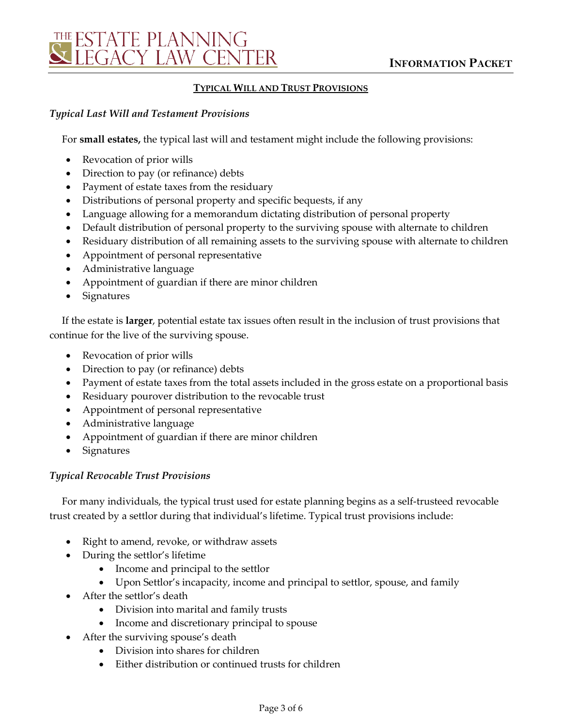## TYPICAL WILL AND TRUST PROVISIONS

### *Typical Last Will and Testament Provisions*

For **small estates,** the typical last will and testament might include the following provisions:

- Revocation of prior wills
- Direction to pay (or refinance) debts
- Payment of estate taxes from the residuary
- Distributions of personal property and specific bequests, if any
- Language allowing for a memorandum dictating distribution of personal property
- Default distribution of personal property to the surviving spouse with alternate to children
- Residuary distribution of all remaining assets to the surviving spouse with alternate to children
- Appointment of personal representative
- Administrative language
- Appointment of guardian if there are minor children
- Signatures

If the estate is **larger**, potential estate tax issues often result in the inclusion of trust provisions that continue for the live of the surviving spouse.

- Revocation of prior wills
- Direction to pay (or refinance) debts
- Payment of estate taxes from the total assets included in the gross estate on a proportional basis
- Residuary pourover distribution to the revocable trust
- Appointment of personal representative
- Administrative language
- Appointment of guardian if there are minor children
- Signatures

### *Typical Revocable Trust Provisions*

For many individuals, the typical trust used for estate planning begins as a self-trusteed revocable trust created by a settlor during that individual's lifetime. Typical trust provisions include:

- Right to amend, revoke, or withdraw assets
- During the settlor's lifetime
  - Income and principal to the settlor
  - Upon Settlor's incapacity, income and principal to settlor, spouse, and family
- After the settlor's death
  - Division into marital and family trusts
  - Income and discretionary principal to spouse
- After the surviving spouse's death
  - Division into shares for children
  - Either distribution or continued trusts for children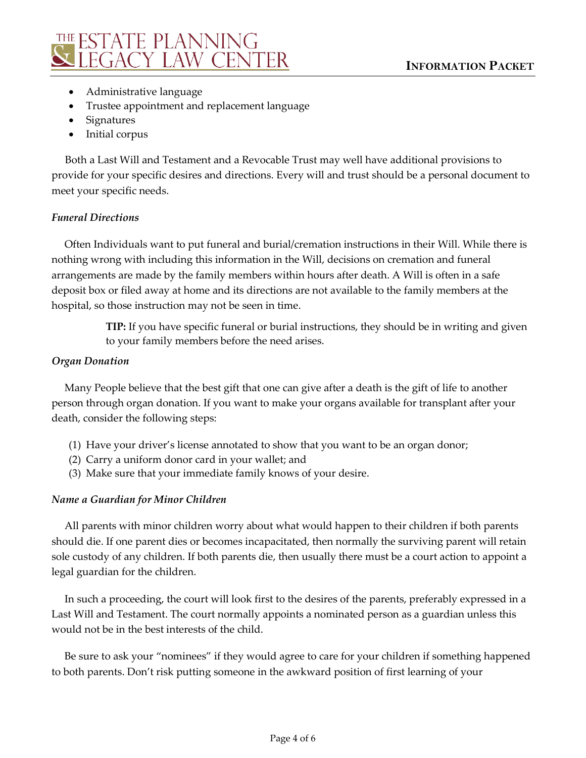- Administrative language
- Trustee appointment and replacement language
- Signatures
- Initial corpus

Both a Last Will and Testament and a Revocable Trust may well have additional provisions to provide for your specific desires and directions. Every will and trust should be a personal document to meet your specific needs.

### *Funeral Directions*

Often Individuals want to put funeral and burial/cremation instructions in their Will. While there is nothing wrong with including this information in the Will, decisions on cremation and funeral arrangements are made by the family members within hours after death. A Will is often in a safe deposit box or filed away at home and its directions are not available to the family members at the hospital, so those instruction may not be seen in time.

> **TIP:** If you have specific funeral or burial instructions, they should be in writing and given to your family members before the need arises.

### *Organ Donation*

Many People believe that the best gift that one can give after a death is the gift of life to another person through organ donation. If you want to make your organs available for transplant after your death, consider the following steps:

(1) Have your driver's license annotated to show that you want to be an organ donor;
(2) Carry a uniform donor card in your wallet; and
(3) Make sure that your immediate family knows of your desire.

### *Name a Guardian for Minor Children*

All parents with minor children worry about what would happen to their children if both parents should die. If one parent dies or becomes incapacitated, then normally the surviving parent will retain sole custody of any children. If both parents die, then usually there must be a court action to appoint a legal guardian for the children.

In such a proceeding, the court will look first to the desires of the parents, preferably expressed in a Last Will and Testament. The court normally appoints a nominated person as a guardian unless this would not be in the best interests of the child.

Be sure to ask your "nominees" if they would agree to care for your children if something happened to both parents. Don't risk putting someone in the awkward position of first learning of your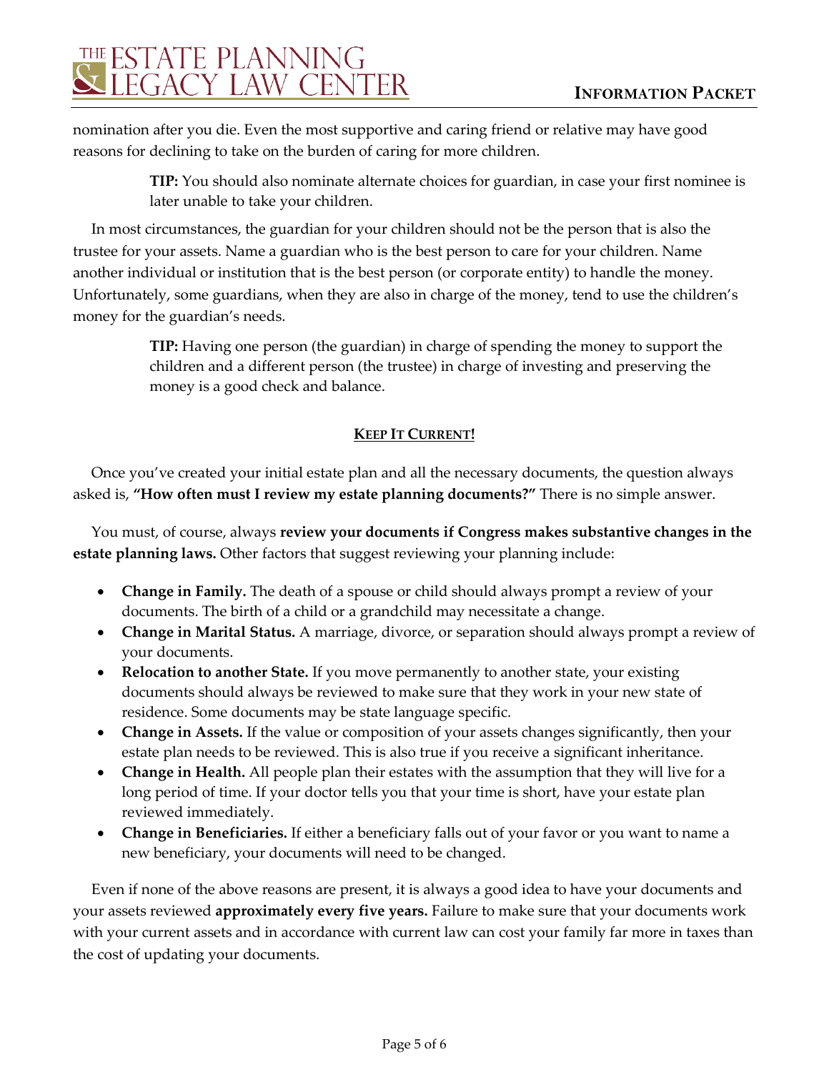nomination after you die. Even the most supportive and caring friend or relative may have good reasons for declining to take on the burden of caring for more children.

> **TIP:** You should also nominate alternate choices for guardian, in case your first nominee is later unable to take your children.

In most circumstances, the guardian for your children should not be the person that is also the trustee for your assets. Name a guardian who is the best person to care for your children. Name another individual or institution that is the best person (or corporate entity) to handle the money. Unfortunately, some guardians, when they are also in charge of the money, tend to use the children's money for the guardian's needs.

> **TIP:** Having one person (the guardian) in charge of spending the money to support the children and a different person (the trustee) in charge of investing and preserving the money is a good check and balance.

## KEEP IT CURRENT!

Once you've created your initial estate plan and all the necessary documents, the question always asked is, **"How often must I review my estate planning documents?"** There is no simple answer.

You must, of course, always **review your documents if Congress makes substantive changes in the estate planning laws.** Other factors that suggest reviewing your planning include:

- **Change in Family.** The death of a spouse or child should always prompt a review of your documents. The birth of a child or a grandchild may necessitate a change.
- **Change in Marital Status.** A marriage, divorce, or separation should always prompt a review of your documents.
- **Relocation to another State.** If you move permanently to another state, your existing documents should always be reviewed to make sure that they work in your new state of residence. Some documents may be state language specific.
- **Change in Assets.** If the value or composition of your assets changes significantly, then your estate plan needs to be reviewed. This is also true if you receive a significant inheritance.
- **Change in Health.** All people plan their estates with the assumption that they will live for a long period of time. If your doctor tells you that your time is short, have your estate plan reviewed immediately.
- **Change in Beneficiaries.** If either a beneficiary falls out of your favor or you want to name a new beneficiary, your documents will need to be changed.

Even if none of the above reasons are present, it is always a good idea to have your documents and your assets reviewed **approximately every five years.** Failure to make sure that your documents work with your current assets and in accordance with current law can cost your family far more in taxes than the cost of updating your documents.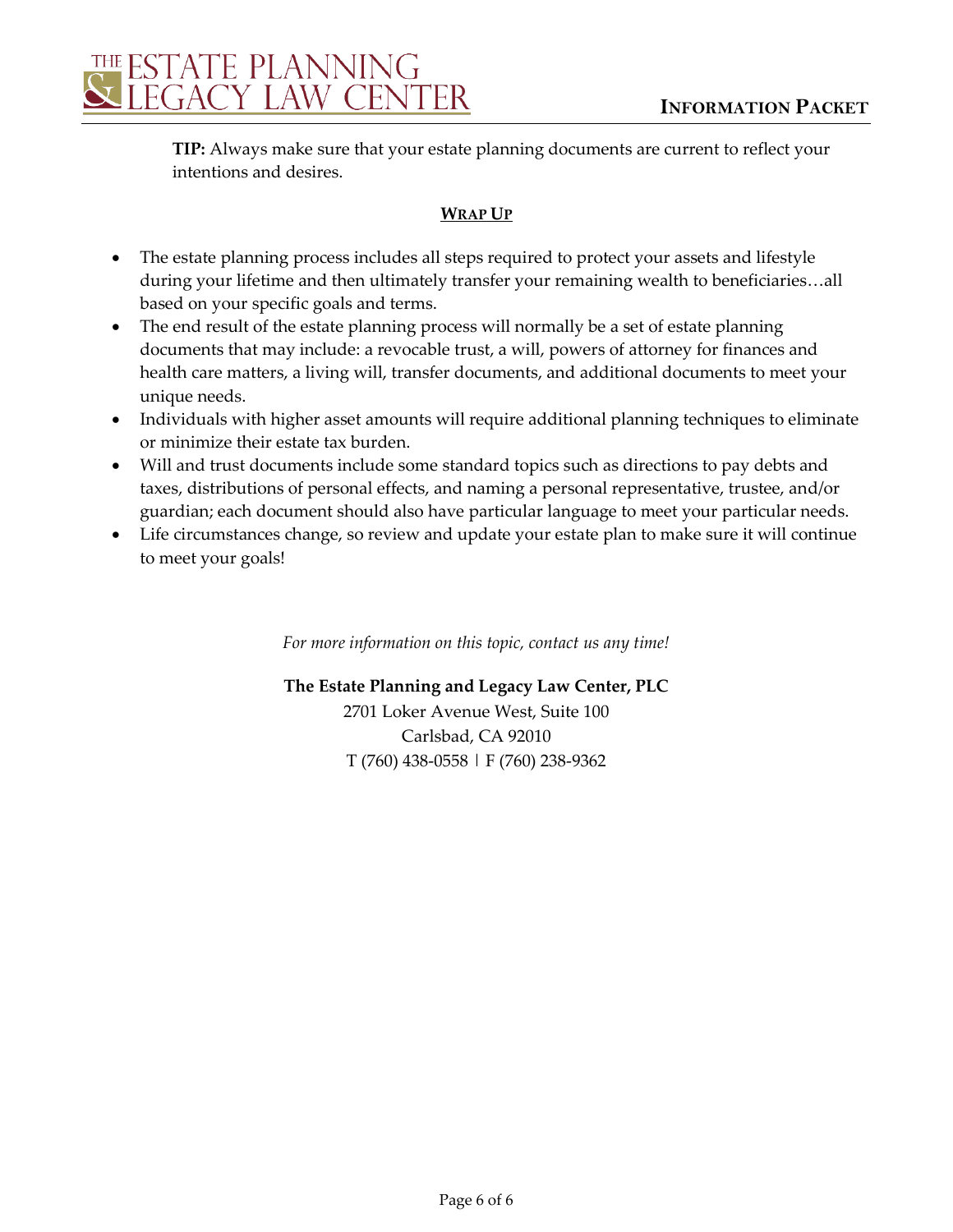**TIP:** Always make sure that your estate planning documents are current to reflect your intentions and desires.

## Wrap Up

- The estate planning process includes all steps required to protect your assets and lifestyle during your lifetime and then ultimately transfer your remaining wealth to beneficiaries…all based on your specific goals and terms.
- The end result of the estate planning process will normally be a set of estate planning documents that may include: a revocable trust, a will, powers of attorney for finances and health care matters, a living will, transfer documents, and additional documents to meet your unique needs.
- Individuals with higher asset amounts will require additional planning techniques to eliminate or minimize their estate tax burden.
- Will and trust documents include some standard topics such as directions to pay debts and taxes, distributions of personal effects, and naming a personal representative, trustee, and/or guardian; each document should also have particular language to meet your particular needs.
- Life circumstances change, so review and update your estate plan to make sure it will continue to meet your goals!

*For more information on this topic, contact us any time!*

**The Estate Planning and Legacy Law Center, PLC**
2701 Loker Avenue West, Suite 100
Carlsbad, CA 92010
T (760) 438-0558 | F (760) 238-9362